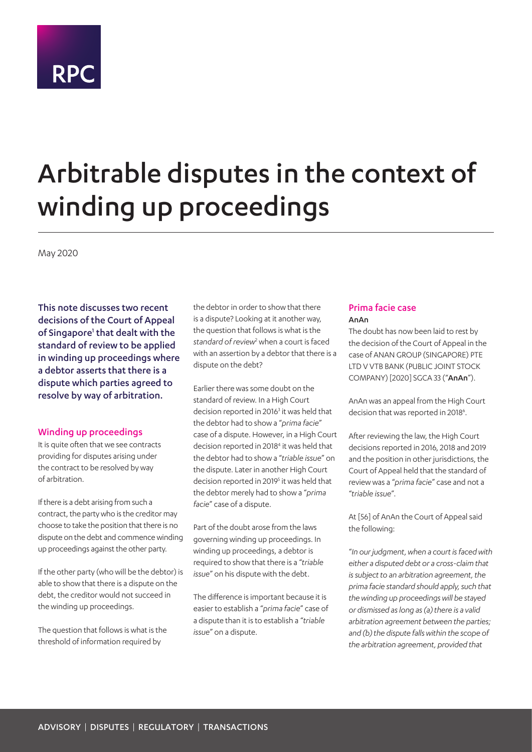RPC

# Arbitrable disputes in the context of winding up proceedings

May 2020

**This note discusses two recent decisions of the Court of Appeal of Singapore[1] that dealt with the standard of review to be applied in winding up proceedings where a debtor asserts that there is a dispute which parties agreed to resolve by way of arbitration.**

## Winding up proceedings

It is quite often that we see contracts providing for disputes arising under the contract to be resolved by way of arbitration.

If there is a debt arising from such a contract, the party who is the creditor may choose to take the position that there is no dispute on the debt and commence winding up proceedings against the other party.

If the other party (who will be the debtor) is able to show that there is a dispute on the debt, the creditor would not succeed in the winding up proceedings.

The question that follows is what is the threshold of information required by the debtor in order to show that there is a dispute? Looking at it another way, the question that follows is what is the *standard of review*[2] when a court is faced with an assertion by a debtor that there is a dispute on the debt?

Earlier there was some doubt on the standard of review. In a High Court decision reported in 2016[3] it was held that the debtor had to show a "*prima facie*" case of a dispute. However, in a High Court decision reported in 2018[4] it was held that the debtor had to show a "*triable issue*" on the dispute. Later in another High Court decision reported in 2019[5] it was held that the debtor merely had to show a "*prima facie*" case of a dispute.

Part of the doubt arose from the laws governing winding up proceedings. In winding up proceedings, a debtor is required to show that there is a "*triable issue*" on his dispute with the debt.

The difference is important because it is easier to establish a "*prima facie*" case of a dispute than it is to establish a "*triable issue*" on a dispute.

## Prima facie case

### AnAn

The doubt has now been laid to rest by the decision of the Court of Appeal in the case of ANAN GROUP (SINGAPORE) PTE LTD V VTB BANK (PUBLIC JOINT STOCK COMPANY) [2020] SGCA 33 ("**AnAn**").

AnAn was an appeal from the High Court decision that was reported in 2018[6].

After reviewing the law, the High Court decisions reported in 2016, 2018 and 2019 and the position in other jurisdictions, the Court of Appeal held that the standard of review was a "*prima facie*" case and not a "*triable issue*".

At [56] of AnAn the Court of Appeal said the following:

"*In our judgment, when a court is faced with either a disputed debt or a cross-claim that is subject to an arbitration agreement, the prima facie standard should apply, such that the winding up proceedings will be stayed or dismissed as long as (a) there is a valid arbitration agreement between the parties; and (b) the dispute falls within the scope of the arbitration agreement, provided that*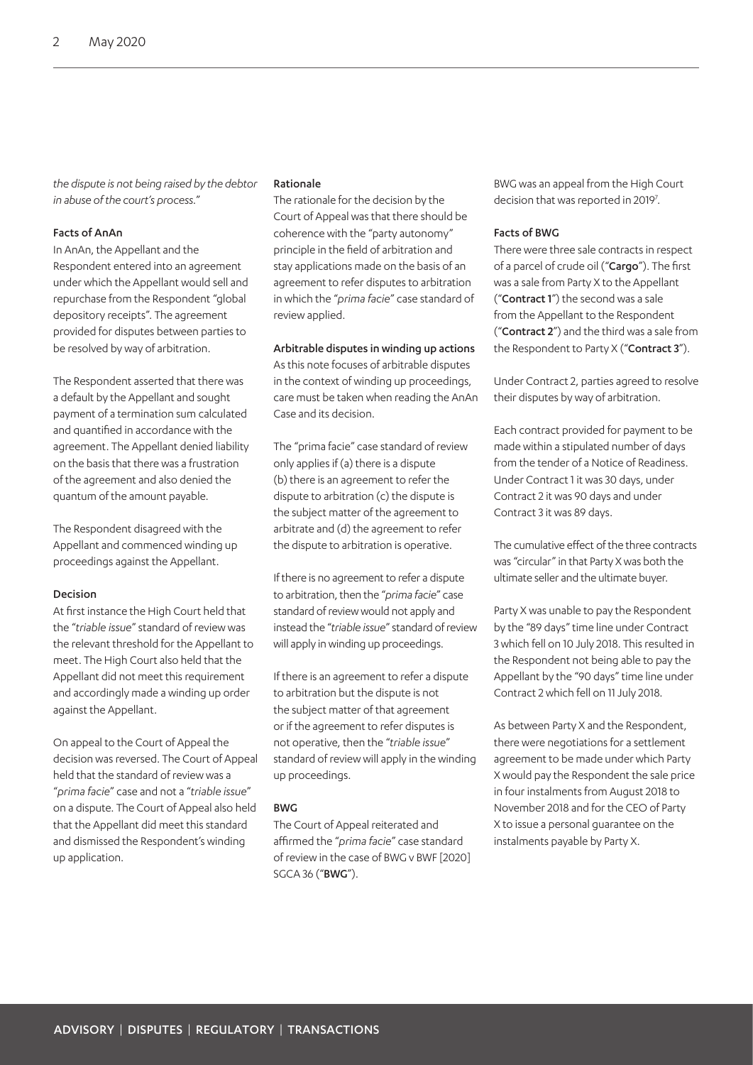*the dispute is not being raised by the debtor in abuse of the court's process."*

### Facts of AnAn

In AnAn, the Appellant and the Respondent entered into an agreement under which the Appellant would sell and repurchase from the Respondent "global depository receipts". The agreement provided for disputes between parties to be resolved by way of arbitration.

The Respondent asserted that there was a default by the Appellant and sought payment of a termination sum calculated and quantified in accordance with the agreement. The Appellant denied liability on the basis that there was a frustration of the agreement and also denied the quantum of the amount payable.

The Respondent disagreed with the Appellant and commenced winding up proceedings against the Appellant.

### Decision

At first instance the High Court held that the "*triable issue*" standard of review was the relevant threshold for the Appellant to meet. The High Court also held that the Appellant did not meet this requirement and accordingly made a winding up order against the Appellant.

On appeal to the Court of Appeal the decision was reversed. The Court of Appeal held that the standard of review was a "*prima facie*" case and not a "*triable issue*" on a dispute. The Court of Appeal also held that the Appellant did meet this standard and dismissed the Respondent's winding up application.

### Rationale

The rationale for the decision by the Court of Appeal was that there should be coherence with the "party autonomy" principle in the field of arbitration and stay applications made on the basis of an agreement to refer disputes to arbitration in which the "*prima facie*" case standard of review applied.

### Arbitrable disputes in winding up actions

As this note focuses of arbitrable disputes in the context of winding up proceedings, care must be taken when reading the AnAn Case and its decision.

The "prima facie" case standard of review only applies if (a) there is a dispute (b) there is an agreement to refer the dispute to arbitration (c) the dispute is the subject matter of the agreement to arbitrate and (d) the agreement to refer the dispute to arbitration is operative.

If there is no agreement to refer a dispute to arbitration, then the "*prima facie*" case standard of review would not apply and instead the "*triable issue*" standard of review will apply in winding up proceedings.

If there is an agreement to refer a dispute to arbitration but the dispute is not the subject matter of that agreement or if the agreement to refer disputes is not operative, then the "*triable issue*" standard of review will apply in the winding up proceedings.

### BWG

The Court of Appeal reiterated and affirmed the "*prima facie*" case standard of review in the case of BWG v BWF [2020] SGCA 36 ("**BWG**").

BWG was an appeal from the High Court decision that was reported in 2019[7].

### Facts of BWG

There were three sale contracts in respect of a parcel of crude oil ("**Cargo**"). The first was a sale from Party X to the Appellant ("**Contract 1**") the second was a sale from the Appellant to the Respondent ("**Contract 2**") and the third was a sale from the Respondent to Party X ("**Contract 3**").

Under Contract 2, parties agreed to resolve their disputes by way of arbitration.

Each contract provided for payment to be made within a stipulated number of days from the tender of a Notice of Readiness. Under Contract 1 it was 30 days, under Contract 2 it was 90 days and under Contract 3 it was 89 days.

The cumulative effect of the three contracts was "circular" in that Party X was both the ultimate seller and the ultimate buyer.

Party X was unable to pay the Respondent by the "89 days" time line under Contract 3 which fell on 10 July 2018. This resulted in the Respondent not being able to pay the Appellant by the "90 days" time line under Contract 2 which fell on 11 July 2018.

As between Party X and the Respondent, there were negotiations for a settlement agreement to be made under which Party X would pay the Respondent the sale price in four instalments from August 2018 to November 2018 and for the CEO of Party X to issue a personal guarantee on the instalments payable by Party X.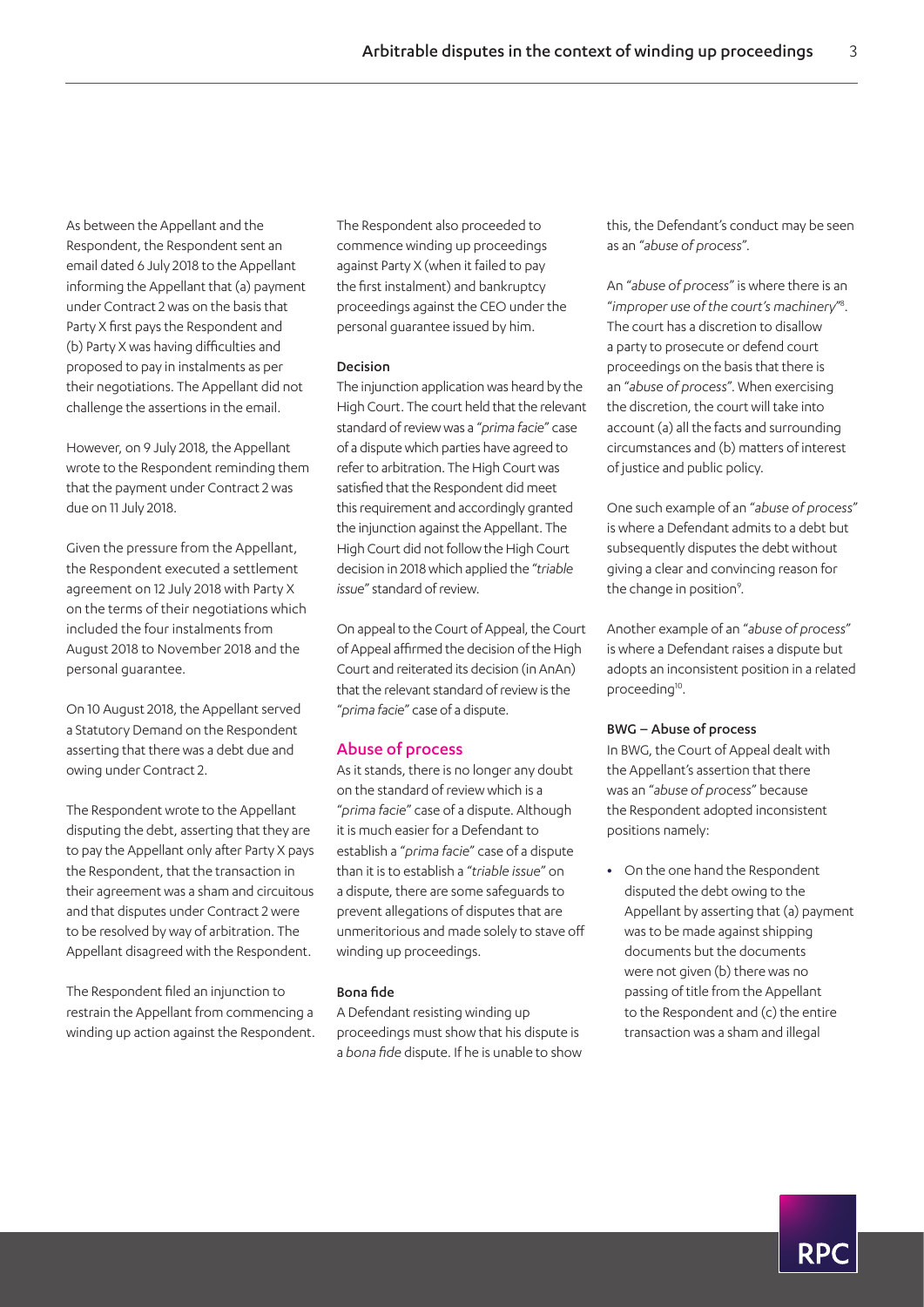As between the Appellant and the Respondent, the Respondent sent an email dated 6 July 2018 to the Appellant informing the Appellant that (a) payment under Contract 2 was on the basis that Party X first pays the Respondent and (b) Party X was having difficulties and proposed to pay in instalments as per their negotiations. The Appellant did not challenge the assertions in the email.

However, on 9 July 2018, the Appellant wrote to the Respondent reminding them that the payment under Contract 2 was due on 11 July 2018.

Given the pressure from the Appellant, the Respondent executed a settlement agreement on 12 July 2018 with Party X on the terms of their negotiations which included the four instalments from August 2018 to November 2018 and the personal guarantee.

On 10 August 2018, the Appellant served a Statutory Demand on the Respondent asserting that there was a debt due and owing under Contract 2.

The Respondent wrote to the Appellant disputing the debt, asserting that they are to pay the Appellant only after Party X pays the Respondent, that the transaction in their agreement was a sham and circuitous and that disputes under Contract 2 were to be resolved by way of arbitration. The Appellant disagreed with the Respondent.

The Respondent filed an injunction to restrain the Appellant from commencing a winding up action against the Respondent. The Respondent also proceeded to commence winding up proceedings against Party X (when it failed to pay the first instalment) and bankruptcy proceedings against the CEO under the personal guarantee issued by him.

#### Decision

The injunction application was heard by the High Court. The court held that the relevant standard of review was a *"prima facie"* case of a dispute which parties have agreed to refer to arbitration. The High Court was satisfied that the Respondent did meet this requirement and accordingly granted the injunction against the Appellant. The High Court did not follow the High Court decision in 2018 which applied the *"triable issue"* standard of review.

On appeal to the Court of Appeal, the Court of Appeal affirmed the decision of the High Court and reiterated its decision (in AnAn) that the relevant standard of review is the *"prima facie"* case of a dispute.

## Abuse of process

As it stands, there is no longer any doubt on the standard of review which is a *"prima facie"* case of a dispute. Although it is much easier for a Defendant to establish a *"prima facie"* case of a dispute than it is to establish a *"triable issue"* on a dispute, there are some safeguards to prevent allegations of disputes that are unmeritorious and made solely to stave off winding up proceedings.

#### Bona fide

A Defendant resisting winding up proceedings must show that his dispute is a *bona fide* dispute. If he is unable to show this, the Defendant's conduct may be seen as an *"abuse of process"*.

An *"abuse of process"* is where there is an *"improper use of the court's machinery"*[8]. The court has a discretion to disallow a party to prosecute or defend court proceedings on the basis that there is an *"abuse of process"*. When exercising the discretion, the court will take into account (a) all the facts and surrounding circumstances and (b) matters of interest of justice and public policy.

One such example of an *"abuse of process"* is where a Defendant admits to a debt but subsequently disputes the debt without giving a clear and convincing reason for the change in position[9].

Another example of an *"abuse of process"* is where a Defendant raises a dispute but adopts an inconsistent position in a related proceeding[10].

#### BWG – Abuse of process

In BWG, the Court of Appeal dealt with the Appellant's assertion that there was an *"abuse of process"* because the Respondent adopted inconsistent positions namely:

- On the one hand the Respondent disputed the debt owing to the Appellant by asserting that (a) payment was to be made against shipping documents but the documents were not given (b) there was no passing of title from the Appellant to the Respondent and (c) the entire transaction was a sham and illegal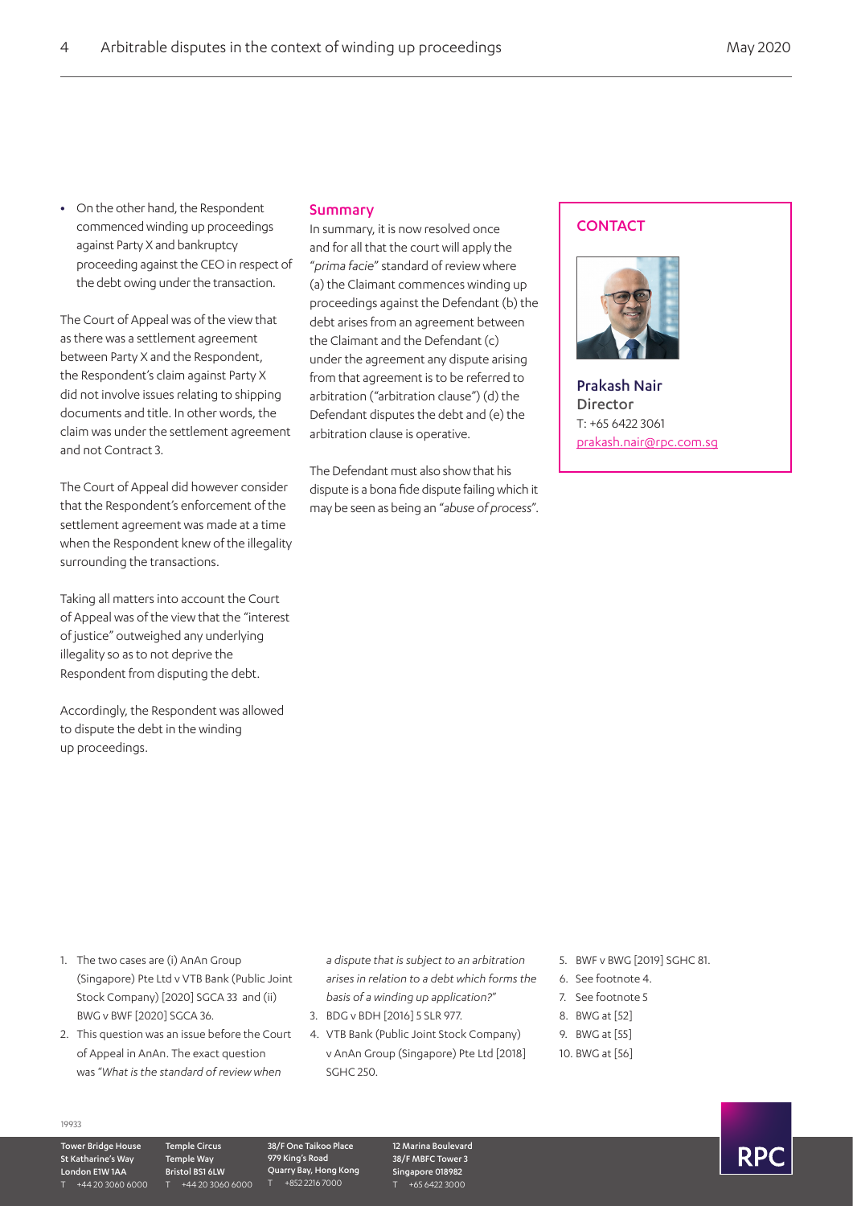- On the other hand, the Respondent commenced winding up proceedings against Party X and bankruptcy proceeding against the CEO in respect of the debt owing under the transaction.

The Court of Appeal was of the view that as there was a settlement agreement between Party X and the Respondent, the Respondent's claim against Party X did not involve issues relating to shipping documents and title. In other words, the claim was under the settlement agreement and not Contract 3.

The Court of Appeal did however consider that the Respondent's enforcement of the settlement agreement was made at a time when the Respondent knew of the illegality surrounding the transactions.

Taking all matters into account the Court of Appeal was of the view that the "interest of justice" outweighed any underlying illegality so as to not deprive the Respondent from disputing the debt.

Accordingly, the Respondent was allowed to dispute the debt in the winding up proceedings.

## Summary

In summary, it is now resolved once and for all that the court will apply the "*prima facie*" standard of review where (a) the Claimant commences winding up proceedings against the Defendant (b) the debt arises from an agreement between the Claimant and the Defendant (c) under the agreement any dispute arising from that agreement is to be referred to arbitration ("arbitration clause") (d) the Defendant disputes the debt and (e) the arbitration clause is operative.

The Defendant must also show that his dispute is a bona fide dispute failing which it may be seen as being an "*abuse of process*".

## CONTACT

**Prakash Nair**
Director
T: +65 6422 3061
prakash.nair@rpc.com.sg

---

1. The two cases are (i) AnAn Group (Singapore) Pte Ltd v VTB Bank (Public Joint Stock Company) [2020] SGCA 33 and (ii) BWG v BWF [2020] SGCA 36.
2. This question was an issue before the Court of Appeal in AnAn. The exact question was "*What is the standard of review when a dispute that is subject to an arbitration arises in relation to a debt which forms the basis of a winding up application?*"
3. BDG v BDH [2016] 5 SLR 977.
4. VTB Bank (Public Joint Stock Company) v AnAn Group (Singapore) Pte Ltd [2018] SGHC 250.
5. BWF v BWG [2019] SGHC 81.
6. See footnote 4.
7. See footnote 5
8. BWG at [52]
9. BWG at [55]
10. BWG at [56]

19933

Tower Bridge House
St Katharine's Way
London E1W 1AA
T +44 20 3060 6000

Temple Circus
Temple Way
Bristol BS1 6LW
T +44 20 3060 6000

38/F One Taikoo Place
979 King's Road
Quarry Bay, Hong Kong
T +852 2216 7000

12 Marina Boulevard
38/F MBFC Tower 3
Singapore 018982
T +65 6422 3000